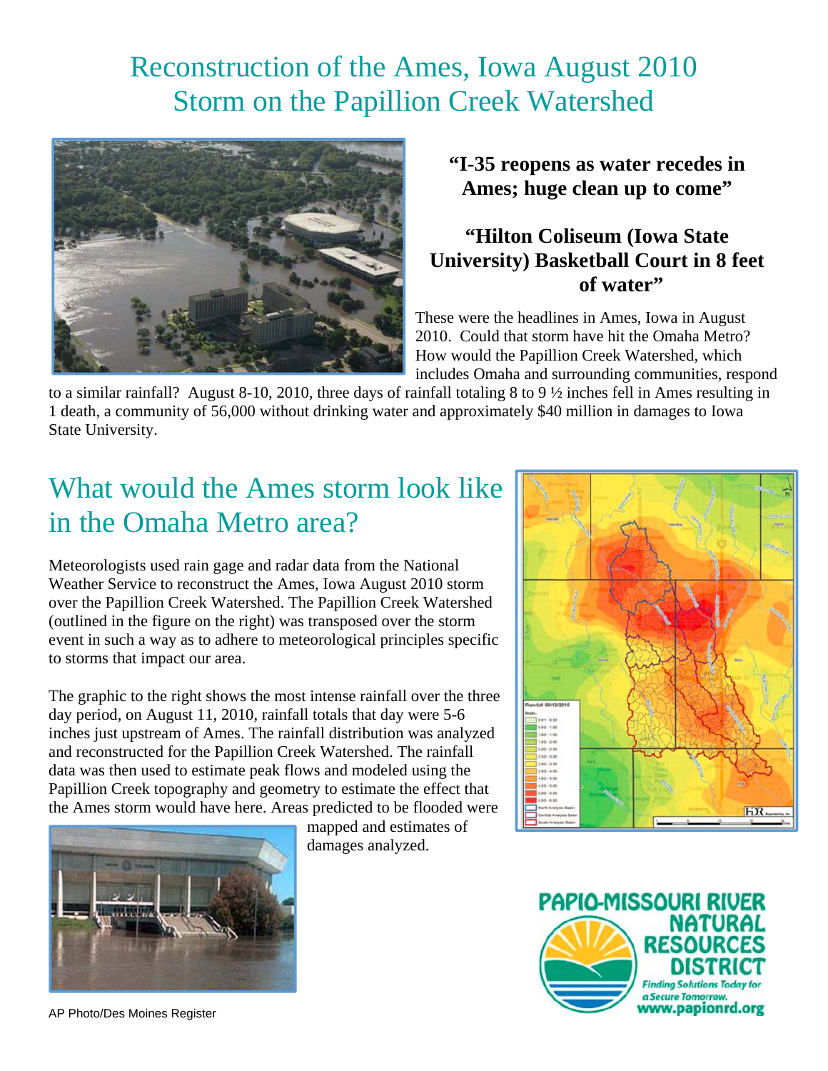# Reconstruction of the Ames, Iowa August 2010 Storm on the Papillion Creek Watershed

**"I-35 reopens as water recedes in Ames; huge clean up to come"**

**"Hilton Coliseum (Iowa State University) Basketball Court in 8 feet of water"**

These were the headlines in Ames, Iowa in August 2010. Could that storm have hit the Omaha Metro? How would the Papillion Creek Watershed, which includes Omaha and surrounding communities, respond to a similar rainfall? August 8-10, 2010, three days of rainfall totaling 8 to 9 ½ inches fell in Ames resulting in 1 death, a community of 56,000 without drinking water and approximately $40 million in damages to Iowa State University.

## What would the Ames storm look like in the Omaha Metro area?

Meteorologists used rain gage and radar data from the National Weather Service to reconstruct the Ames, Iowa August 2010 storm over the Papillion Creek Watershed. The Papillion Creek Watershed (outlined in the figure on the right) was transposed over the storm event in such a way as to adhere to meteorological principles specific to storms that impact our area.

The graphic to the right shows the most intense rainfall over the three day period, on August 11, 2010, rainfall totals that day were 5-6 inches just upstream of Ames. The rainfall distribution was analyzed and reconstructed for the Papillion Creek Watershed. The rainfall data was then used to estimate peak flows and modeled using the Papillion Creek topography and geometry to estimate the effect that the Ames storm would have here. Areas predicted to be flooded were mapped and estimates of damages analyzed.

AP Photo/Des Moines Register

**PAPIO-MISSOURI RIVER NATURAL RESOURCES DISTRICT**

*Finding Solutions Today for a Secure Tomorrow.*

www.papionrd.org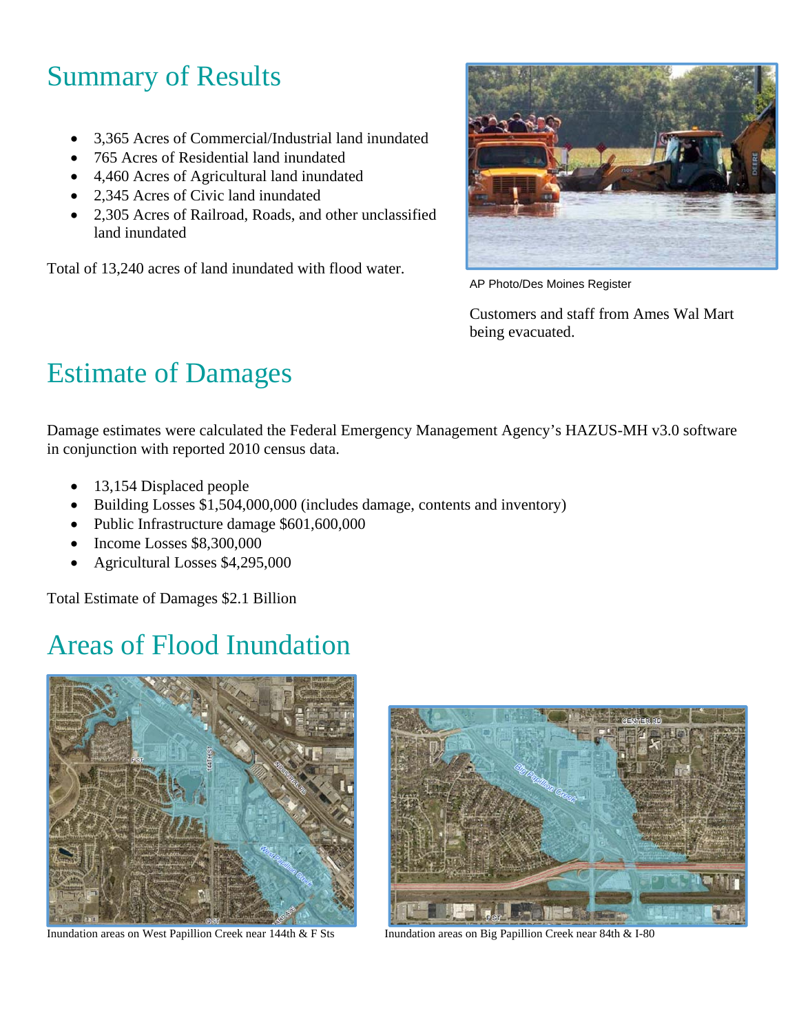# Summary of Results

- 3,365 Acres of Commercial/Industrial land inundated
- 765 Acres of Residential land inundated
- 4,460 Acres of Agricultural land inundated
- 2,345 Acres of Civic land inundated
- 2,305 Acres of Railroad, Roads, and other unclassified land inundated

Total of 13,240 acres of land inundated with flood water.

AP Photo/Des Moines Register

Customers and staff from Ames Wal Mart being evacuated.

# Estimate of Damages

Damage estimates were calculated the Federal Emergency Management Agency's HAZUS-MH v3.0 software in conjunction with reported 2010 census data.

- 13,154 Displaced people
- Building Losses $1,504,000,000 (includes damage, contents and inventory)
- Public Infrastructure damage $601,600,000
- Income Losses $8,300,000
- Agricultural Losses $4,295,000

Total Estimate of Damages $2.1 Billion

# Areas of Flood Inundation

Inundation areas on West Papillion Creek near 144th & F Sts

Inundation areas on Big Papillion Creek near 84th & I-80